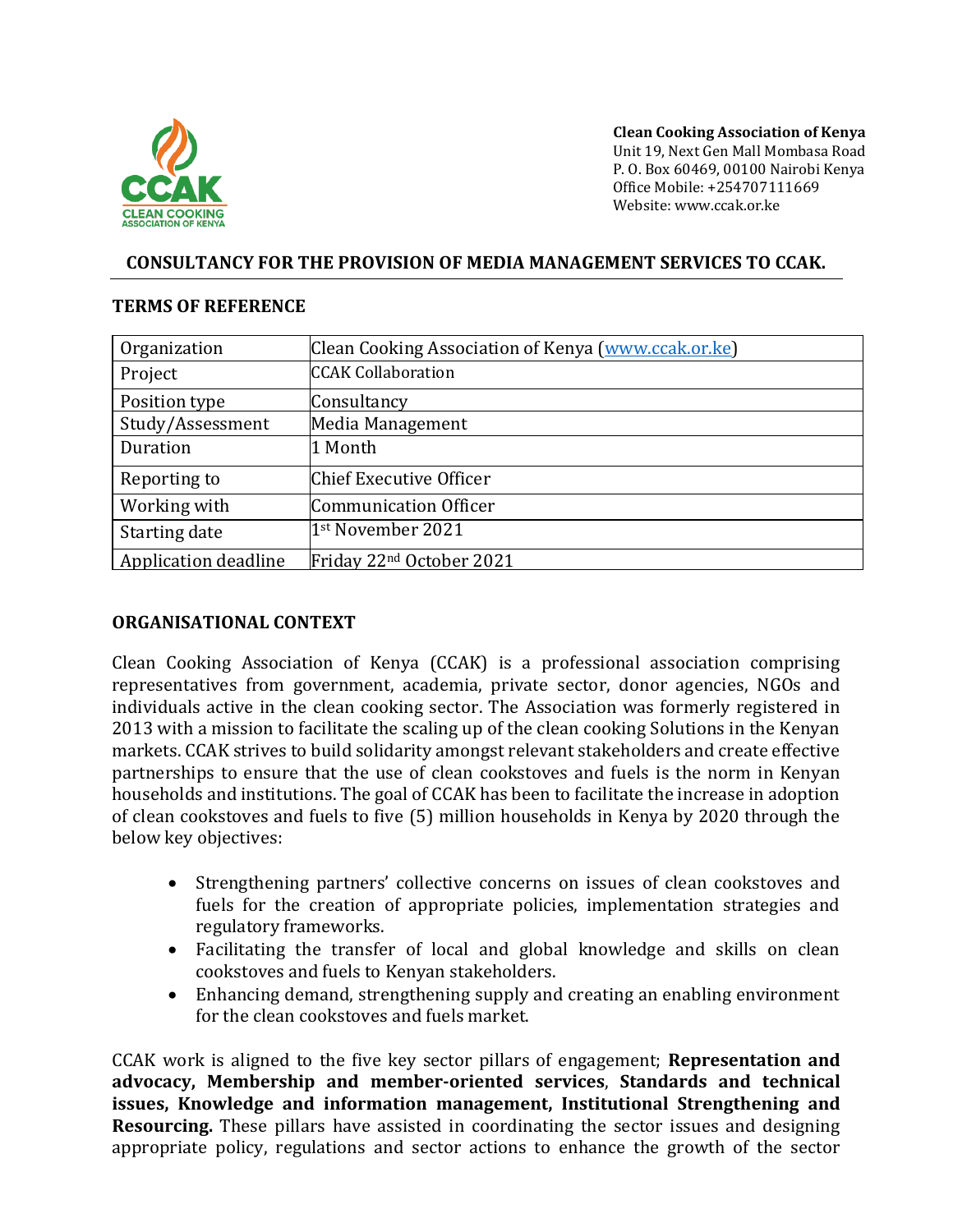**Clean Cooking Association of Kenya**
Unit 19, Next Gen Mall Mombasa Road
P. O. Box 60469, 00100 Nairobi Kenya
Office Mobile: +254707111669
Website: www.ccak.or.ke

## CONSULTANCY FOR THE PROVISION OF MEDIA MANAGEMENT SERVICES TO CCAK.

### TERMS OF REFERENCE

| Organization | Clean Cooking Association of Kenya (www.ccak.or.ke) |
|---|---|
| Project | CCAK Collaboration |
| Position type | Consultancy |
| Study/Assessment | Media Management |
| Duration | 1 Month |
| Reporting to | Chief Executive Officer |
| Working with | Communication Officer |
| Starting date | 1st November 2021 |
| Application deadline | Friday 22nd October 2021 |

### ORGANISATIONAL CONTEXT

Clean Cooking Association of Kenya (CCAK) is a professional association comprising representatives from government, academia, private sector, donor agencies, NGOs and individuals active in the clean cooking sector. The Association was formerly registered in 2013 with a mission to facilitate the scaling up of the clean cooking Solutions in the Kenyan markets. CCAK strives to build solidarity amongst relevant stakeholders and create effective partnerships to ensure that the use of clean cookstoves and fuels is the norm in Kenyan households and institutions. The goal of CCAK has been to facilitate the increase in adoption of clean cookstoves and fuels to five (5) million households in Kenya by 2020 through the below key objectives:

- Strengthening partners' collective concerns on issues of clean cookstoves and fuels for the creation of appropriate policies, implementation strategies and regulatory frameworks.
- Facilitating the transfer of local and global knowledge and skills on clean cookstoves and fuels to Kenyan stakeholders.
- Enhancing demand, strengthening supply and creating an enabling environment for the clean cookstoves and fuels market.

CCAK work is aligned to the five key sector pillars of engagement; **Representation and advocacy, Membership and member-oriented services**, **Standards and technical issues, Knowledge and information management, Institutional Strengthening and Resourcing.** These pillars have assisted in coordinating the sector issues and designing appropriate policy, regulations and sector actions to enhance the growth of the sector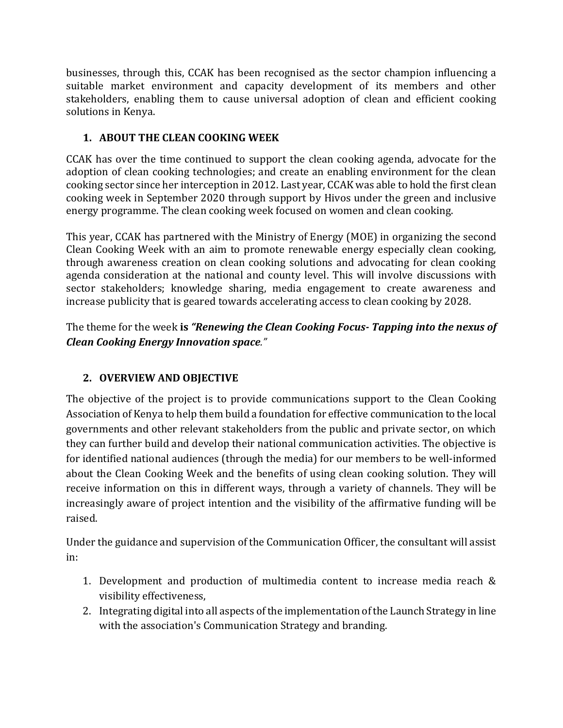businesses, through this, CCAK has been recognised as the sector champion influencing a suitable market environment and capacity development of its members and other stakeholders, enabling them to cause universal adoption of clean and efficient cooking solutions in Kenya.

## 1. ABOUT THE CLEAN COOKING WEEK

CCAK has over the time continued to support the clean cooking agenda, advocate for the adoption of clean cooking technologies; and create an enabling environment for the clean cooking sector since her interception in 2012. Last year, CCAK was able to hold the first clean cooking week in September 2020 through support by Hivos under the green and inclusive energy programme. The clean cooking week focused on women and clean cooking.

This year, CCAK has partnered with the Ministry of Energy (MOE) in organizing the second Clean Cooking Week with an aim to promote renewable energy especially clean cooking, through awareness creation on clean cooking solutions and advocating for clean cooking agenda consideration at the national and county level. This will involve discussions with sector stakeholders; knowledge sharing, media engagement to create awareness and increase publicity that is geared towards accelerating access to clean cooking by 2028.

The theme for the week **is *"Renewing the Clean Cooking Focus- Tapping into the nexus of Clean Cooking Energy Innovation space*.***"

## 2. OVERVIEW AND OBJECTIVE

The objective of the project is to provide communications support to the Clean Cooking Association of Kenya to help them build a foundation for effective communication to the local governments and other relevant stakeholders from the public and private sector, on which they can further build and develop their national communication activities. The objective is for identified national audiences (through the media) for our members to be well-informed about the Clean Cooking Week and the benefits of using clean cooking solution. They will receive information on this in different ways, through a variety of channels. They will be increasingly aware of project intention and the visibility of the affirmative funding will be raised.

Under the guidance and supervision of the Communication Officer, the consultant will assist in:

1. Development and production of multimedia content to increase media reach & visibility effectiveness,
2. Integrating digital into all aspects of the implementation of the Launch Strategy in line with the association's Communication Strategy and branding.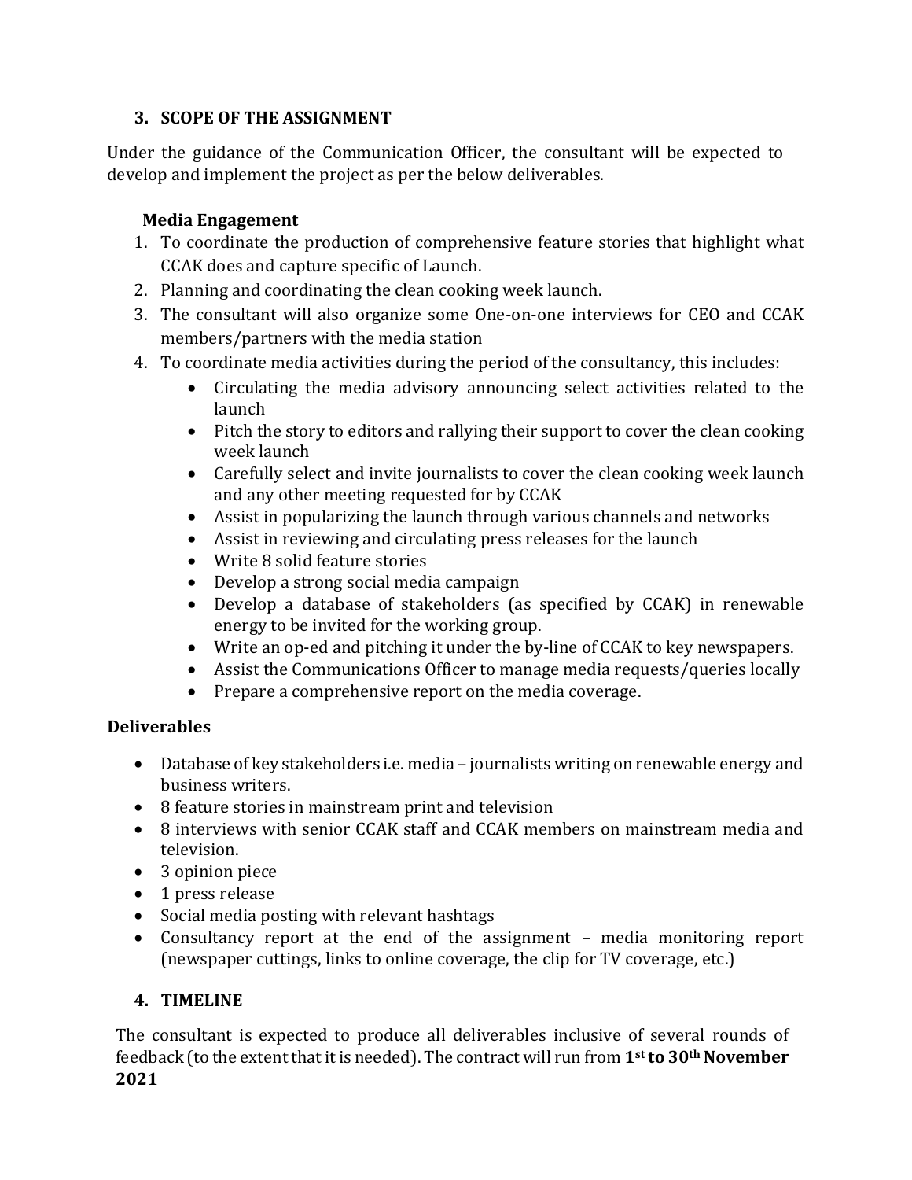## 3. SCOPE OF THE ASSIGNMENT

Under the guidance of the Communication Officer, the consultant will be expected to develop and implement the project as per the below deliverables.

### Media Engagement

1. To coordinate the production of comprehensive feature stories that highlight what CCAK does and capture specific of Launch.
2. Planning and coordinating the clean cooking week launch.
3. The consultant will also organize some One-on-one interviews for CEO and CCAK members/partners with the media station
4. To coordinate media activities during the period of the consultancy, this includes:
   - Circulating the media advisory announcing select activities related to the launch
   - Pitch the story to editors and rallying their support to cover the clean cooking week launch
   - Carefully select and invite journalists to cover the clean cooking week launch and any other meeting requested for by CCAK
   - Assist in popularizing the launch through various channels and networks
   - Assist in reviewing and circulating press releases for the launch
   - Write 8 solid feature stories
   - Develop a strong social media campaign
   - Develop a database of stakeholders (as specified by CCAK) in renewable energy to be invited for the working group.
   - Write an op-ed and pitching it under the by-line of CCAK to key newspapers.
   - Assist the Communications Officer to manage media requests/queries locally
   - Prepare a comprehensive report on the media coverage.

### Deliverables

- Database of key stakeholders i.e. media – journalists writing on renewable energy and business writers.
- 8 feature stories in mainstream print and television
- 8 interviews with senior CCAK staff and CCAK members on mainstream media and television.
- 3 opinion piece
- 1 press release
- Social media posting with relevant hashtags
- Consultancy report at the end of the assignment – media monitoring report (newspaper cuttings, links to online coverage, the clip for TV coverage, etc.)

## 4. TIMELINE

The consultant is expected to produce all deliverables inclusive of several rounds of feedback (to the extent that it is needed). The contract will run from **1st to 30th November 2021**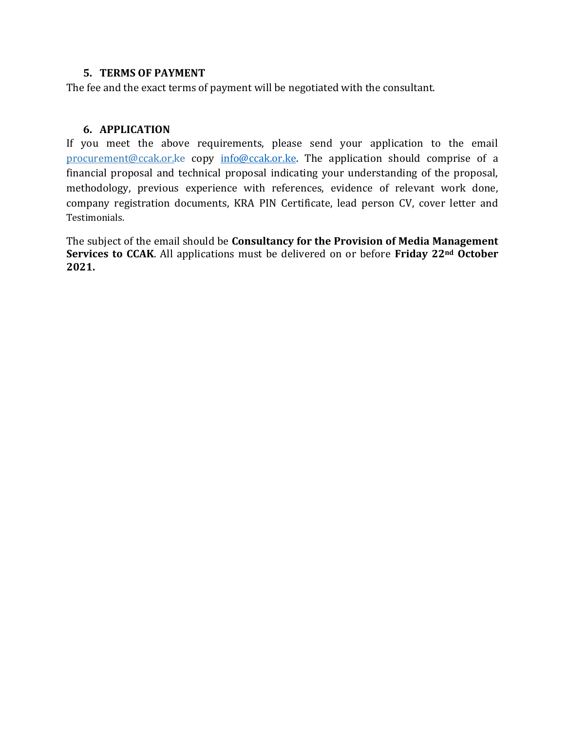## 5. TERMS OF PAYMENT

The fee and the exact terms of payment will be negotiated with the consultant.

## 6. APPLICATION

If you meet the above requirements, please send your application to the email procurement@ccak.or.ke copy info@ccak.or.ke. The application should comprise of a financial proposal and technical proposal indicating your understanding of the proposal, methodology, previous experience with references, evidence of relevant work done, company registration documents, KRA PIN Certificate, lead person CV, cover letter and Testimonials.

The subject of the email should be **Consultancy for the Provision of Media Management Services to CCAK**. All applications must be delivered on or before **Friday 22nd October 2021.**